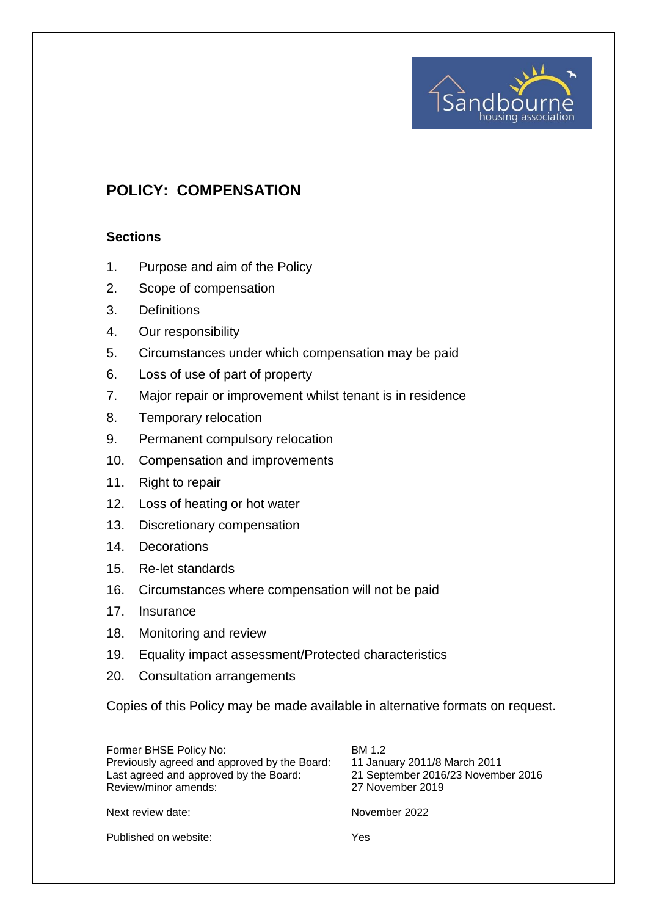# POLICY: COMPENSATION

## Sections

1. Purpose and aim of the Policy
2. Scope of compensation
3. Definitions
4. Our responsibility
5. Circumstances under which compensation may be paid
6. Loss of use of part of property
7. Major repair or improvement whilst tenant is in residence
8. Temporary relocation
9. Permanent compulsory relocation
10. Compensation and improvements
11. Right to repair
12. Loss of heating or hot water
13. Discretionary compensation
14. Decorations
15. Re-let standards
16. Circumstances where compensation will not be paid
17. Insurance
18. Monitoring and review
19. Equality impact assessment/Protected characteristics
20. Consultation arrangements

Copies of this Policy may be made available in alternative formats on request.

| | |
|---|---|
| Former BHSE Policy No: | BM 1.2 |
| Previously agreed and approved by the Board: | 11 January 2011/8 March 2011 |
| Last agreed and approved by the Board: | 21 September 2016/23 November 2016 |
| Review/minor amends: | 27 November 2019 |
| Next review date: | November 2022 |
| Published on website: | Yes |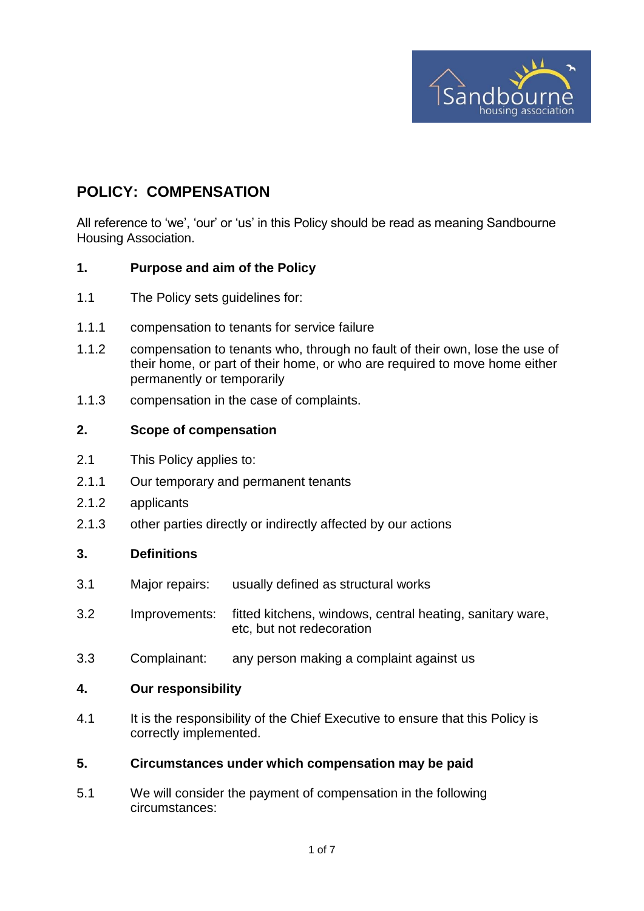## POLICY: COMPENSATION

All reference to 'we', 'our' or 'us' in this Policy should be read as meaning Sandbourne Housing Association.

### 1. Purpose and aim of the Policy

1.1 The Policy sets guidelines for:

1.1.1 compensation to tenants for service failure

1.1.2 compensation to tenants who, through no fault of their own, lose the use of their home, or part of their home, or who are required to move home either permanently or temporarily

1.1.3 compensation in the case of complaints.

### 2. Scope of compensation

2.1 This Policy applies to:

2.1.1 Our temporary and permanent tenants

2.1.2 applicants

2.1.3 other parties directly or indirectly affected by our actions

### 3. Definitions

3.1 Major repairs: usually defined as structural works

3.2 Improvements: fitted kitchens, windows, central heating, sanitary ware, etc, but not redecoration

3.3 Complainant: any person making a complaint against us

### 4. Our responsibility

4.1 It is the responsibility of the Chief Executive to ensure that this Policy is correctly implemented.

### 5. Circumstances under which compensation may be paid

5.1 We will consider the payment of compensation in the following circumstances: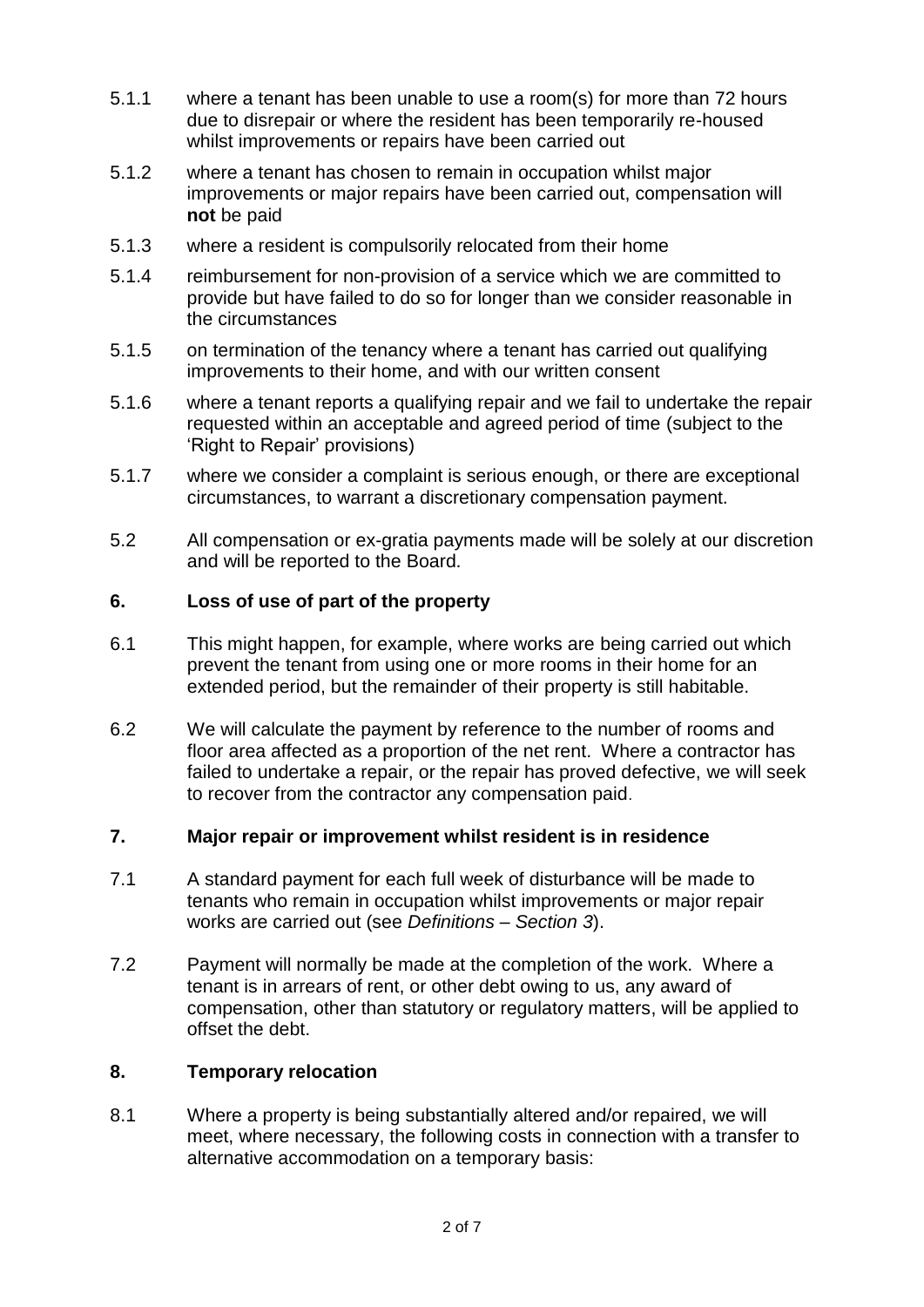5.1.1 where a tenant has been unable to use a room(s) for more than 72 hours due to disrepair or where the resident has been temporarily re-housed whilst improvements or repairs have been carried out

5.1.2 where a tenant has chosen to remain in occupation whilst major improvements or major repairs have been carried out, compensation will **not** be paid

5.1.3 where a resident is compulsorily relocated from their home

5.1.4 reimbursement for non-provision of a service which we are committed to provide but have failed to do so for longer than we consider reasonable in the circumstances

5.1.5 on termination of the tenancy where a tenant has carried out qualifying improvements to their home, and with our written consent

5.1.6 where a tenant reports a qualifying repair and we fail to undertake the repair requested within an acceptable and agreed period of time (subject to the 'Right to Repair' provisions)

5.1.7 where we consider a complaint is serious enough, or there are exceptional circumstances, to warrant a discretionary compensation payment.

5.2 All compensation or ex-gratia payments made will be solely at our discretion and will be reported to the Board.

## 6. Loss of use of part of the property

6.1 This might happen, for example, where works are being carried out which prevent the tenant from using one or more rooms in their home for an extended period, but the remainder of their property is still habitable.

6.2 We will calculate the payment by reference to the number of rooms and floor area affected as a proportion of the net rent. Where a contractor has failed to undertake a repair, or the repair has proved defective, we will seek to recover from the contractor any compensation paid.

## 7. Major repair or improvement whilst resident is in residence

7.1 A standard payment for each full week of disturbance will be made to tenants who remain in occupation whilst improvements or major repair works are carried out (see *Definitions – Section 3*).

7.2 Payment will normally be made at the completion of the work. Where a tenant is in arrears of rent, or other debt owing to us, any award of compensation, other than statutory or regulatory matters, will be applied to offset the debt.

## 8. Temporary relocation

8.1 Where a property is being substantially altered and/or repaired, we will meet, where necessary, the following costs in connection with a transfer to alternative accommodation on a temporary basis: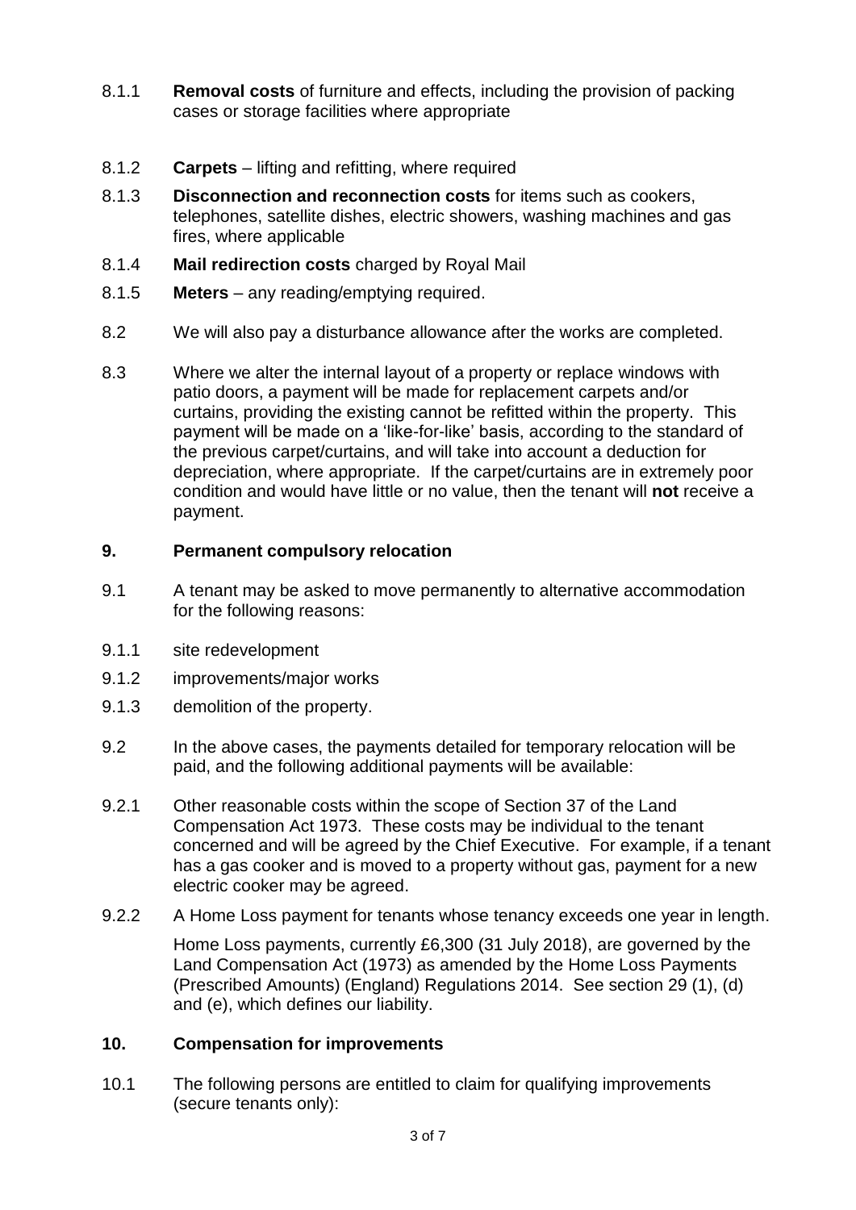8.1.1 **Removal costs** of furniture and effects, including the provision of packing cases or storage facilities where appropriate

8.1.2 **Carpets** – lifting and refitting, where required

8.1.3 **Disconnection and reconnection costs** for items such as cookers, telephones, satellite dishes, electric showers, washing machines and gas fires, where applicable

8.1.4 **Mail redirection costs** charged by Royal Mail

8.1.5 **Meters** – any reading/emptying required.

8.2 We will also pay a disturbance allowance after the works are completed.

8.3 Where we alter the internal layout of a property or replace windows with patio doors, a payment will be made for replacement carpets and/or curtains, providing the existing cannot be refitted within the property. This payment will be made on a 'like-for-like' basis, according to the standard of the previous carpet/curtains, and will take into account a deduction for depreciation, where appropriate. If the carpet/curtains are in extremely poor condition and would have little or no value, then the tenant will **not** receive a payment.

## 9. Permanent compulsory relocation

9.1 A tenant may be asked to move permanently to alternative accommodation for the following reasons:

9.1.1 site redevelopment

9.1.2 improvements/major works

9.1.3 demolition of the property.

9.2 In the above cases, the payments detailed for temporary relocation will be paid, and the following additional payments will be available:

9.2.1 Other reasonable costs within the scope of Section 37 of the Land Compensation Act 1973. These costs may be individual to the tenant concerned and will be agreed by the Chief Executive. For example, if a tenant has a gas cooker and is moved to a property without gas, payment for a new electric cooker may be agreed.

9.2.2 A Home Loss payment for tenants whose tenancy exceeds one year in length.

Home Loss payments, currently £6,300 (31 July 2018), are governed by the Land Compensation Act (1973) as amended by the Home Loss Payments (Prescribed Amounts) (England) Regulations 2014. See section 29 (1), (d) and (e), which defines our liability.

## 10. Compensation for improvements

10.1 The following persons are entitled to claim for qualifying improvements (secure tenants only):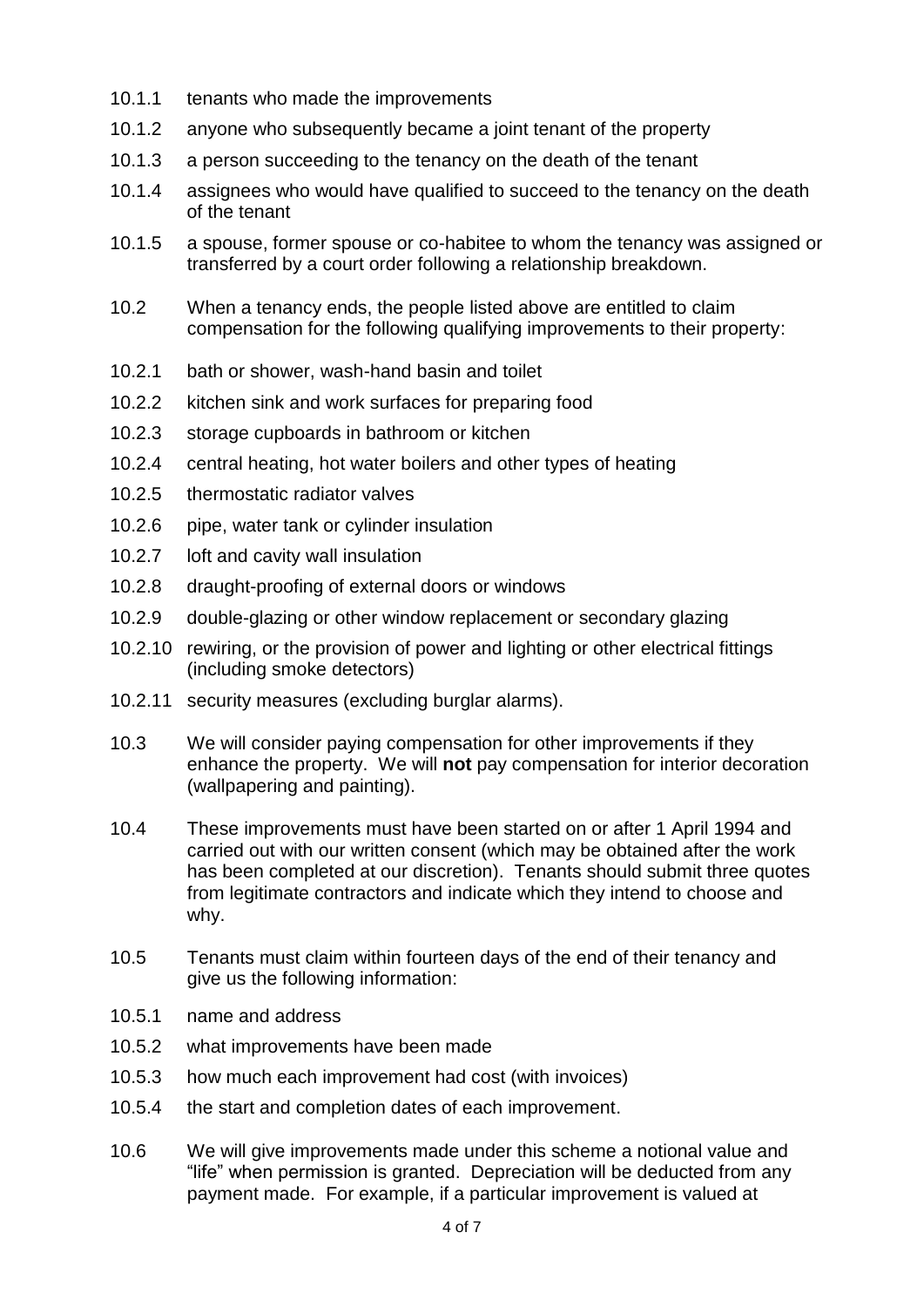10.1.1 tenants who made the improvements

10.1.2 anyone who subsequently became a joint tenant of the property

10.1.3 a person succeeding to the tenancy on the death of the tenant

10.1.4 assignees who would have qualified to succeed to the tenancy on the death of the tenant

10.1.5 a spouse, former spouse or co-habitee to whom the tenancy was assigned or transferred by a court order following a relationship breakdown.

10.2 When a tenancy ends, the people listed above are entitled to claim compensation for the following qualifying improvements to their property:

10.2.1 bath or shower, wash-hand basin and toilet

10.2.2 kitchen sink and work surfaces for preparing food

10.2.3 storage cupboards in bathroom or kitchen

10.2.4 central heating, hot water boilers and other types of heating

10.2.5 thermostatic radiator valves

10.2.6 pipe, water tank or cylinder insulation

10.2.7 loft and cavity wall insulation

10.2.8 draught-proofing of external doors or windows

10.2.9 double-glazing or other window replacement or secondary glazing

10.2.10 rewiring, or the provision of power and lighting or other electrical fittings (including smoke detectors)

10.2.11 security measures (excluding burglar alarms).

10.3 We will consider paying compensation for other improvements if they enhance the property. We will **not** pay compensation for interior decoration (wallpapering and painting).

10.4 These improvements must have been started on or after 1 April 1994 and carried out with our written consent (which may be obtained after the work has been completed at our discretion). Tenants should submit three quotes from legitimate contractors and indicate which they intend to choose and why.

10.5 Tenants must claim within fourteen days of the end of their tenancy and give us the following information:

10.5.1 name and address

10.5.2 what improvements have been made

10.5.3 how much each improvement had cost (with invoices)

10.5.4 the start and completion dates of each improvement.

10.6 We will give improvements made under this scheme a notional value and "life" when permission is granted. Depreciation will be deducted from any payment made. For example, if a particular improvement is valued at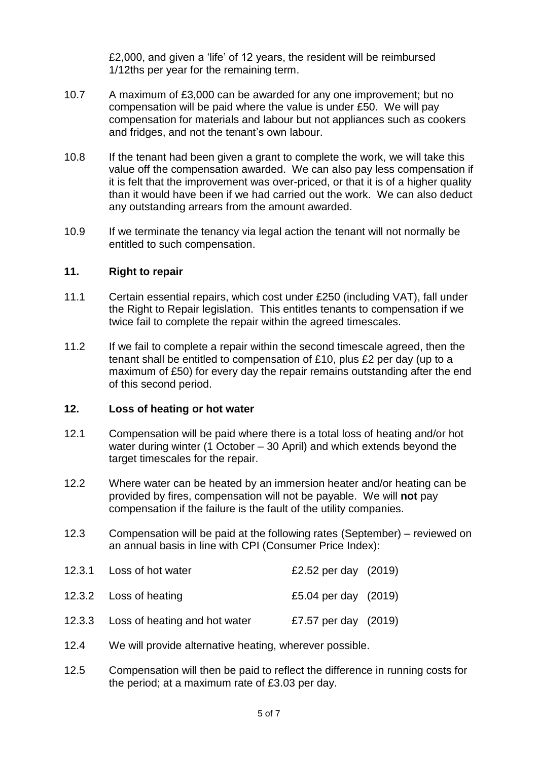£2,000, and given a 'life' of 12 years, the resident will be reimbursed 1/12ths per year for the remaining term.

10.7 A maximum of £3,000 can be awarded for any one improvement; but no compensation will be paid where the value is under £50. We will pay compensation for materials and labour but not appliances such as cookers and fridges, and not the tenant's own labour.

10.8 If the tenant had been given a grant to complete the work, we will take this value off the compensation awarded. We can also pay less compensation if it is felt that the improvement was over-priced, or that it is of a higher quality than it would have been if we had carried out the work. We can also deduct any outstanding arrears from the amount awarded.

10.9 If we terminate the tenancy via legal action the tenant will not normally be entitled to such compensation.

## 11. Right to repair

11.1 Certain essential repairs, which cost under £250 (including VAT), fall under the Right to Repair legislation. This entitles tenants to compensation if we twice fail to complete the repair within the agreed timescales.

11.2 If we fail to complete a repair within the second timescale agreed, then the tenant shall be entitled to compensation of £10, plus £2 per day (up to a maximum of £50) for every day the repair remains outstanding after the end of this second period.

## 12. Loss of heating or hot water

12.1 Compensation will be paid where there is a total loss of heating and/or hot water during winter (1 October – 30 April) and which extends beyond the target timescales for the repair.

12.2 Where water can be heated by an immersion heater and/or heating can be provided by fires, compensation will not be payable. We will **not** pay compensation if the failure is the fault of the utility companies.

12.3 Compensation will be paid at the following rates (September) – reviewed on an annual basis in line with CPI (Consumer Price Index):

| | | | |
|---|---|---|---|
| 12.3.1 | Loss of hot water | £2.52 per day | (2019) |
| 12.3.2 | Loss of heating | £5.04 per day | (2019) |
| 12.3.3 | Loss of heating and hot water | £7.57 per day | (2019) |

12.4 We will provide alternative heating, wherever possible.

12.5 Compensation will then be paid to reflect the difference in running costs for the period; at a maximum rate of £3.03 per day.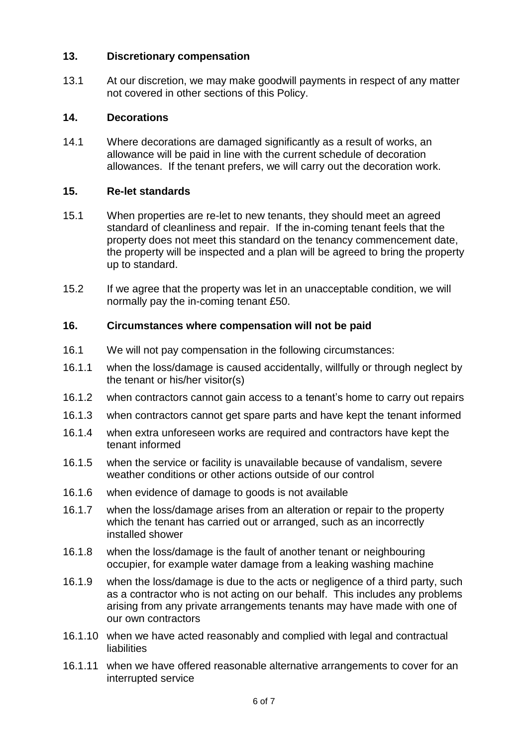## 13. Discretionary compensation

13.1 At our discretion, we may make goodwill payments in respect of any matter not covered in other sections of this Policy.

## 14. Decorations

14.1 Where decorations are damaged significantly as a result of works, an allowance will be paid in line with the current schedule of decoration allowances. If the tenant prefers, we will carry out the decoration work.

## 15. Re-let standards

15.1 When properties are re-let to new tenants, they should meet an agreed standard of cleanliness and repair. If the in-coming tenant feels that the property does not meet this standard on the tenancy commencement date, the property will be inspected and a plan will be agreed to bring the property up to standard.

15.2 If we agree that the property was let in an unacceptable condition, we will normally pay the in-coming tenant £50.

## 16. Circumstances where compensation will not be paid

16.1 We will not pay compensation in the following circumstances:

16.1.1 when the loss/damage is caused accidentally, willfully or through neglect by the tenant or his/her visitor(s)

16.1.2 when contractors cannot gain access to a tenant's home to carry out repairs

16.1.3 when contractors cannot get spare parts and have kept the tenant informed

16.1.4 when extra unforeseen works are required and contractors have kept the tenant informed

16.1.5 when the service or facility is unavailable because of vandalism, severe weather conditions or other actions outside of our control

16.1.6 when evidence of damage to goods is not available

16.1.7 when the loss/damage arises from an alteration or repair to the property which the tenant has carried out or arranged, such as an incorrectly installed shower

16.1.8 when the loss/damage is the fault of another tenant or neighbouring occupier, for example water damage from a leaking washing machine

16.1.9 when the loss/damage is due to the acts or negligence of a third party, such as a contractor who is not acting on our behalf. This includes any problems arising from any private arrangements tenants may have made with one of our own contractors

16.1.10 when we have acted reasonably and complied with legal and contractual liabilities

16.1.11 when we have offered reasonable alternative arrangements to cover for an interrupted service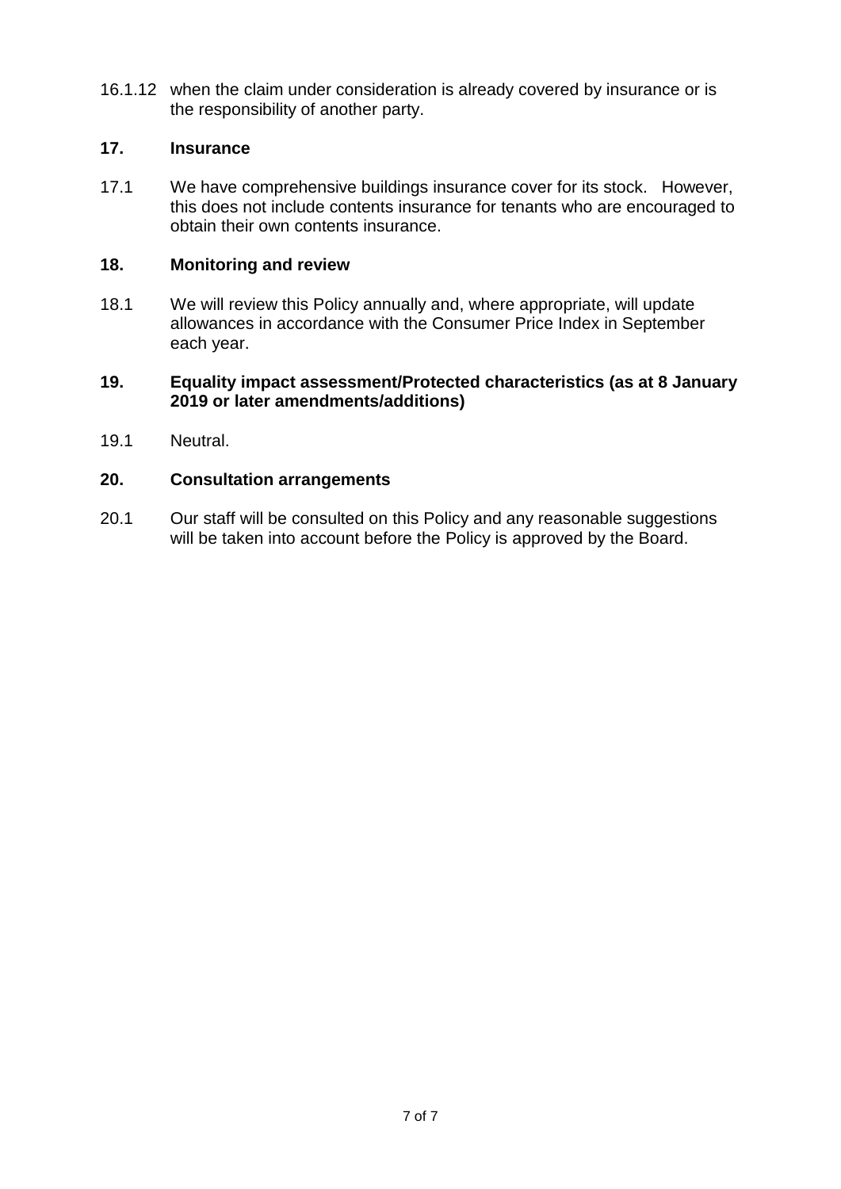16.1.12 when the claim under consideration is already covered by insurance or is the responsibility of another party.

## 17. Insurance

17.1 We have comprehensive buildings insurance cover for its stock. However, this does not include contents insurance for tenants who are encouraged to obtain their own contents insurance.

## 18. Monitoring and review

18.1 We will review this Policy annually and, where appropriate, will update allowances in accordance with the Consumer Price Index in September each year.

## 19. Equality impact assessment/Protected characteristics (as at 8 January 2019 or later amendments/additions)

19.1 Neutral.

## 20. Consultation arrangements

20.1 Our staff will be consulted on this Policy and any reasonable suggestions will be taken into account before the Policy is approved by the Board.